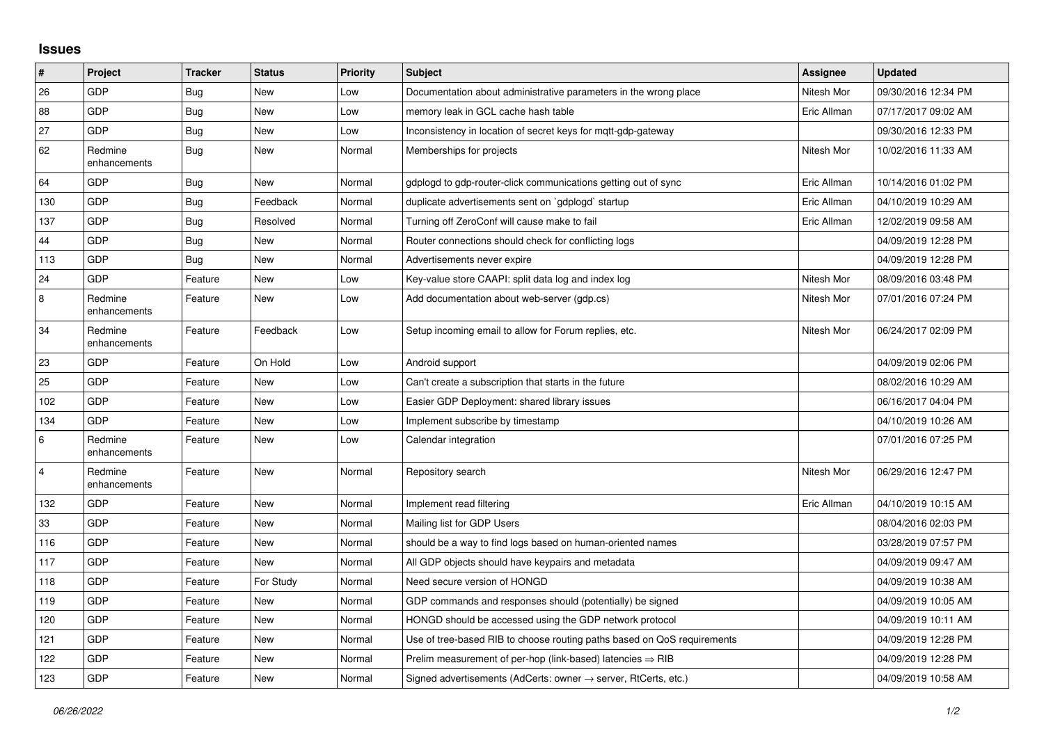# Issues

| # | Project | Tracker | Status | Priority | Subject | Assignee | Updated |
|---|---|---|---|---|---|---|---|
| 26 | GDP | Bug | New | Low | Documentation about administrative parameters in the wrong place | Nitesh Mor | 09/30/2016 12:34 PM |
| 88 | GDP | Bug | New | Low | memory leak in GCL cache hash table | Eric Allman | 07/17/2017 09:02 AM |
| 27 | GDP | Bug | New | Low | Inconsistency in location of secret keys for mqtt-gdp-gateway | | 09/30/2016 12:33 PM |
| 62 | Redmine enhancements | Bug | New | Normal | Memberships for projects | Nitesh Mor | 10/02/2016 11:33 AM |
| 64 | GDP | Bug | New | Normal | gdplogd to gdp-router-click communications getting out of sync | Eric Allman | 10/14/2016 01:02 PM |
| 130 | GDP | Bug | Feedback | Normal | duplicate advertisements sent on `gdplogd` startup | Eric Allman | 04/10/2019 10:29 AM |
| 137 | GDP | Bug | Resolved | Normal | Turning off ZeroConf will cause make to fail | Eric Allman | 12/02/2019 09:58 AM |
| 44 | GDP | Bug | New | Normal | Router connections should check for conflicting logs | | 04/09/2019 12:28 PM |
| 113 | GDP | Bug | New | Normal | Advertisements never expire | | 04/09/2019 12:28 PM |
| 24 | GDP | Feature | New | Low | Key-value store CAAPI: split data log and index log | Nitesh Mor | 08/09/2016 03:48 PM |
| 8 | Redmine enhancements | Feature | New | Low | Add documentation about web-server (gdp.cs) | Nitesh Mor | 07/01/2016 07:24 PM |
| 34 | Redmine enhancements | Feature | Feedback | Low | Setup incoming email to allow for Forum replies, etc. | Nitesh Mor | 06/24/2017 02:09 PM |
| 23 | GDP | Feature | On Hold | Low | Android support | | 04/09/2019 02:06 PM |
| 25 | GDP | Feature | New | Low | Can't create a subscription that starts in the future | | 08/02/2016 10:29 AM |
| 102 | GDP | Feature | New | Low | Easier GDP Deployment: shared library issues | | 06/16/2017 04:04 PM |
| 134 | GDP | Feature | New | Low | Implement subscribe by timestamp | | 04/10/2019 10:26 AM |
| 6 | Redmine enhancements | Feature | New | Low | Calendar integration | | 07/01/2016 07:25 PM |
| 4 | Redmine enhancements | Feature | New | Normal | Repository search | Nitesh Mor | 06/29/2016 12:47 PM |
| 132 | GDP | Feature | New | Normal | Implement read filtering | Eric Allman | 04/10/2019 10:15 AM |
| 33 | GDP | Feature | New | Normal | Mailing list for GDP Users | | 08/04/2016 02:03 PM |
| 116 | GDP | Feature | New | Normal | should be a way to find logs based on human-oriented names | | 03/28/2019 07:57 PM |
| 117 | GDP | Feature | New | Normal | All GDP objects should have keypairs and metadata | | 04/09/2019 09:47 AM |
| 118 | GDP | Feature | For Study | Normal | Need secure version of HONGD | | 04/09/2019 10:38 AM |
| 119 | GDP | Feature | New | Normal | GDP commands and responses should (potentially) be signed | | 04/09/2019 10:05 AM |
| 120 | GDP | Feature | New | Normal | HONGD should be accessed using the GDP network protocol | | 04/09/2019 10:11 AM |
| 121 | GDP | Feature | New | Normal | Use of tree-based RIB to choose routing paths based on QoS requirements | | 04/09/2019 12:28 PM |
| 122 | GDP | Feature | New | Normal | Prelim measurement of per-hop (link-based) latencies ⇒ RIB | | 04/09/2019 12:28 PM |
| 123 | GDP | Feature | New | Normal | Signed advertisements (AdCerts: owner → server, RtCerts, etc.) | | 04/09/2019 10:58 AM |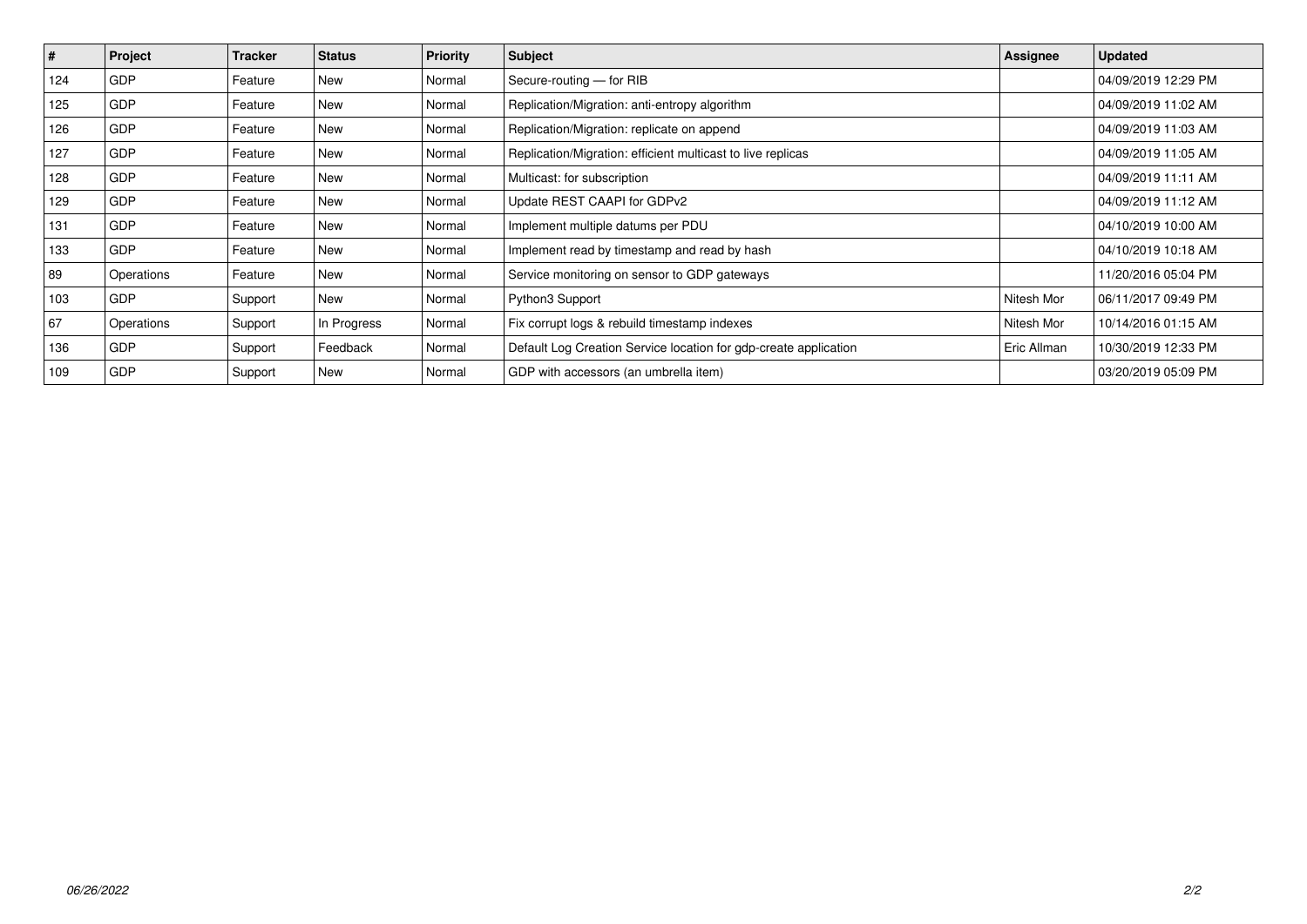| # | Project | Tracker | Status | Priority | Subject | Assignee | Updated |
|---|---|---|---|---|---|---|---|
| 124 | GDP | Feature | New | Normal | Secure-routing — for RIB | | 04/09/2019 12:29 PM |
| 125 | GDP | Feature | New | Normal | Replication/Migration: anti-entropy algorithm | | 04/09/2019 11:02 AM |
| 126 | GDP | Feature | New | Normal | Replication/Migration: replicate on append | | 04/09/2019 11:03 AM |
| 127 | GDP | Feature | New | Normal | Replication/Migration: efficient multicast to live replicas | | 04/09/2019 11:05 AM |
| 128 | GDP | Feature | New | Normal | Multicast: for subscription | | 04/09/2019 11:11 AM |
| 129 | GDP | Feature | New | Normal | Update REST CAAPI for GDPv2 | | 04/09/2019 11:12 AM |
| 131 | GDP | Feature | New | Normal | Implement multiple datums per PDU | | 04/10/2019 10:00 AM |
| 133 | GDP | Feature | New | Normal | Implement read by timestamp and read by hash | | 04/10/2019 10:18 AM |
| 89 | Operations | Feature | New | Normal | Service monitoring on sensor to GDP gateways | | 11/20/2016 05:04 PM |
| 103 | GDP | Support | New | Normal | Python3 Support | Nitesh Mor | 06/11/2017 09:49 PM |
| 67 | Operations | Support | In Progress | Normal | Fix corrupt logs & rebuild timestamp indexes | Nitesh Mor | 10/14/2016 01:15 AM |
| 136 | GDP | Support | Feedback | Normal | Default Log Creation Service location for gdp-create application | Eric Allman | 10/30/2019 12:33 PM |
| 109 | GDP | Support | New | Normal | GDP with accessors (an umbrella item) | | 03/20/2019 05:09 PM |